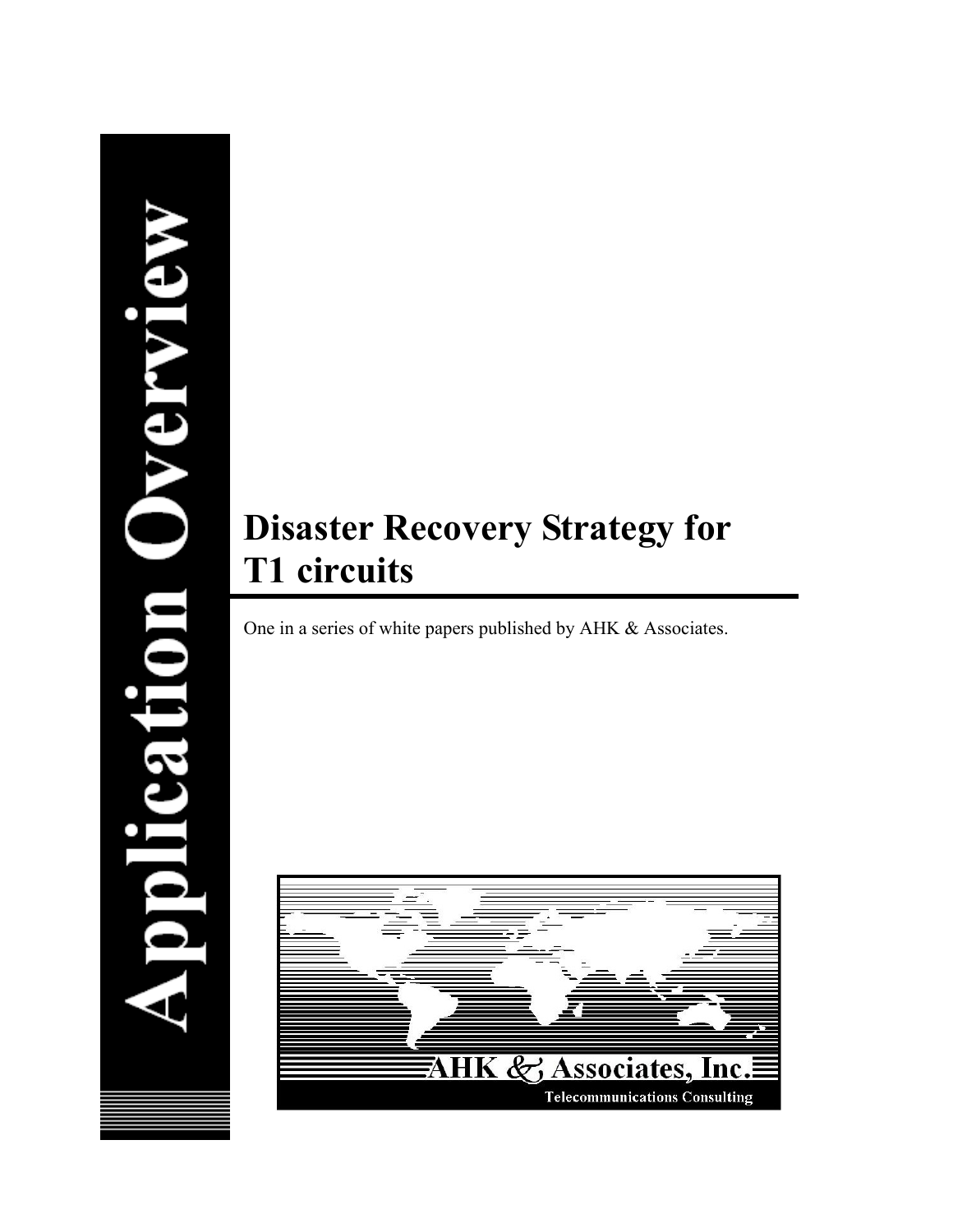Application Overview

# Disaster Recovery Strategy for T1 circuits

One in a series of white papers published by AHK & Associates.

AHK & Associates, Inc.

Telecommunications Consulting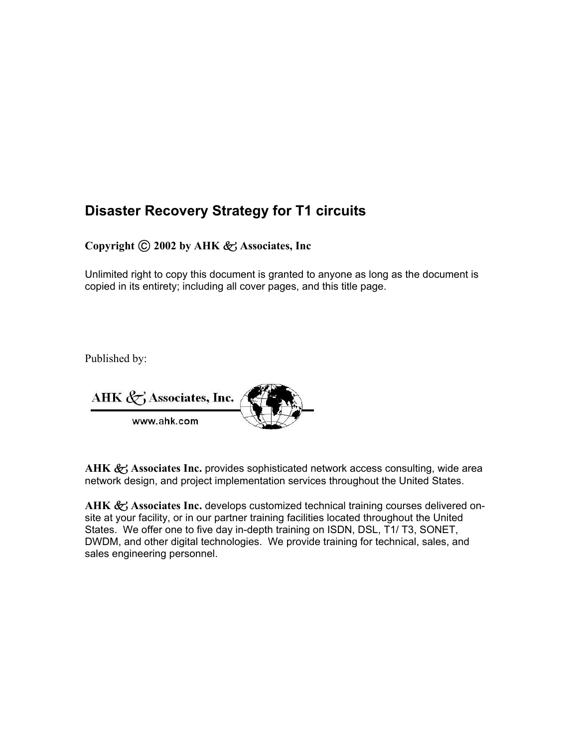## Disaster Recovery Strategy for T1 circuits

**Copyright © 2002 by AHK & Associates, Inc**

Unlimited right to copy this document is granted to anyone as long as the document is copied in its entirety; including all cover pages, and this title page.

Published by:

AHK & Associates, Inc.

www.ahk.com

**AHK & Associates Inc.** provides sophisticated network access consulting, wide area network design, and project implementation services throughout the United States.

**AHK & Associates Inc.** develops customized technical training courses delivered on-site at your facility, or in our partner training facilities located throughout the United States. We offer one to five day in-depth training on ISDN, DSL, T1/ T3, SONET, DWDM, and other digital technologies. We provide training for technical, sales, and sales engineering personnel.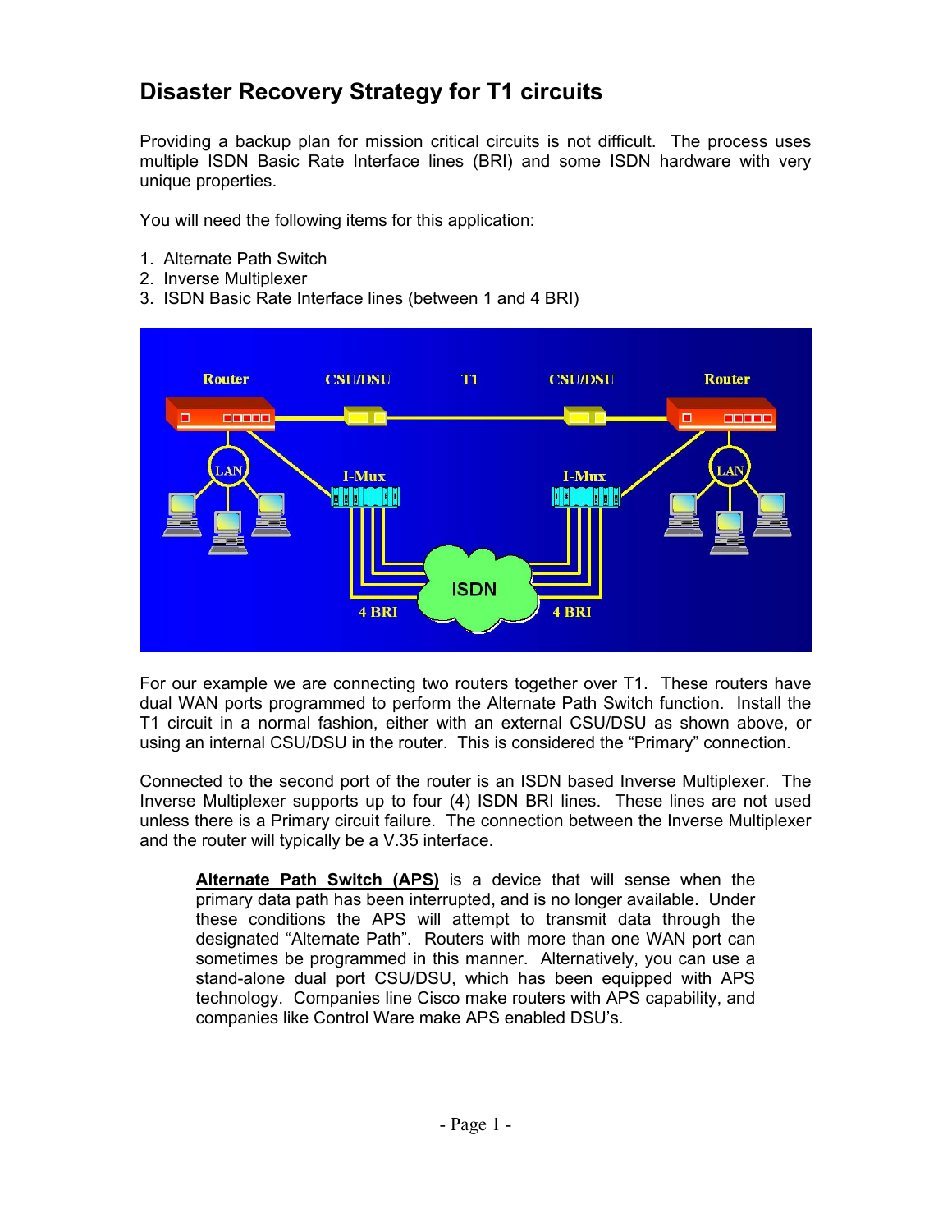# Disaster Recovery Strategy for T1 circuits

Providing a backup plan for mission critical circuits is not difficult. The process uses multiple ISDN Basic Rate Interface lines (BRI) and some ISDN hardware with very unique properties.

You will need the following items for this application:

1. Alternate Path Switch
2. Inverse Multiplexer
3. ISDN Basic Rate Interface lines (between 1 and 4 BRI)

For our example we are connecting two routers together over T1. These routers have dual WAN ports programmed to perform the Alternate Path Switch function. Install the T1 circuit in a normal fashion, either with an external CSU/DSU as shown above, or using an internal CSU/DSU in the router. This is considered the "Primary" connection.

Connected to the second port of the router is an ISDN based Inverse Multiplexer. The Inverse Multiplexer supports up to four (4) ISDN BRI lines. These lines are not used unless there is a Primary circuit failure. The connection between the Inverse Multiplexer and the router will typically be a V.35 interface.

> **Alternate Path Switch (APS)** is a device that will sense when the primary data path has been interrupted, and is no longer available. Under these conditions the APS will attempt to transmit data through the designated "Alternate Path". Routers with more than one WAN port can sometimes be programmed in this manner. Alternatively, you can use a stand-alone dual port CSU/DSU, which has been equipped with APS technology. Companies line Cisco make routers with APS capability, and companies like Control Ware make APS enabled DSU's.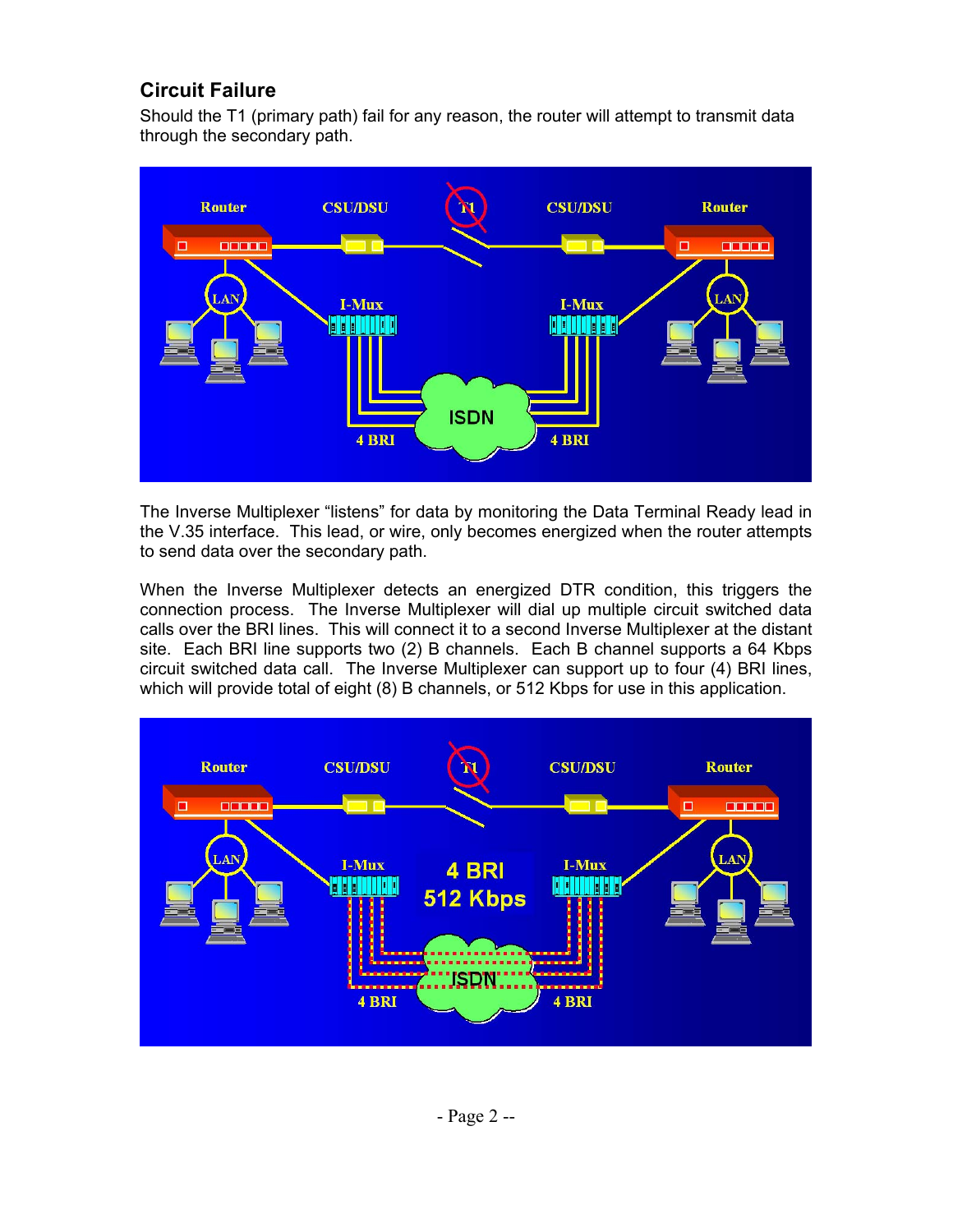## Circuit Failure

Should the T1 (primary path) fail for any reason, the router will attempt to transmit data through the secondary path.

The Inverse Multiplexer "listens" for data by monitoring the Data Terminal Ready lead in the V.35 interface. This lead, or wire, only becomes energized when the router attempts to send data over the secondary path.

When the Inverse Multiplexer detects an energized DTR condition, this triggers the connection process. The Inverse Multiplexer will dial up multiple circuit switched data calls over the BRI lines. This will connect it to a second Inverse Multiplexer at the distant site. Each BRI line supports two (2) B channels. Each B channel supports a 64 Kbps circuit switched data call. The Inverse Multiplexer can support up to four (4) BRI lines, which will provide total of eight (8) B channels, or 512 Kbps for use in this application.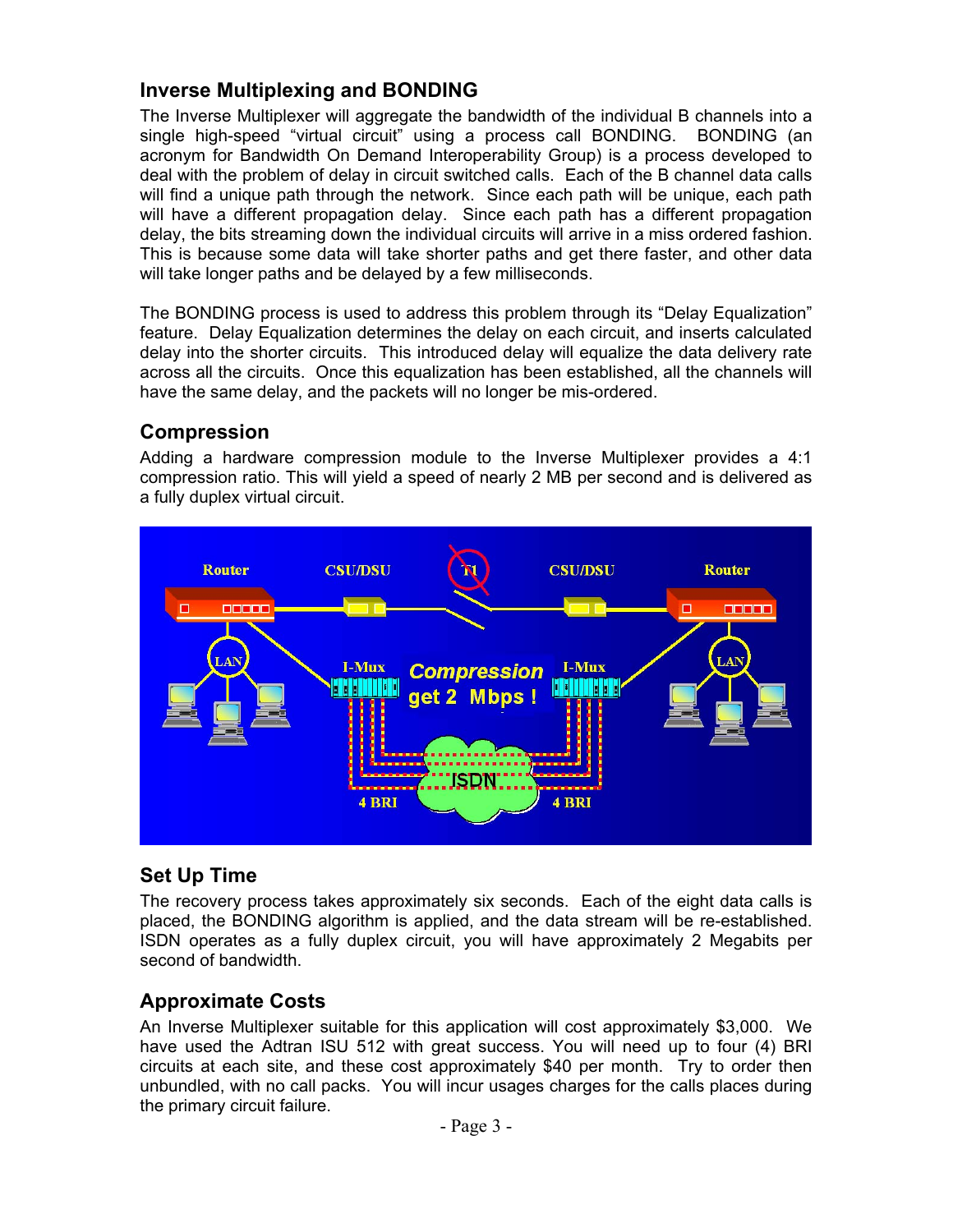## Inverse Multiplexing and BONDING

The Inverse Multiplexer will aggregate the bandwidth of the individual B channels into a single high-speed "virtual circuit" using a process call BONDING. BONDING (an acronym for Bandwidth On Demand Interoperability Group) is a process developed to deal with the problem of delay in circuit switched calls. Each of the B channel data calls will find a unique path through the network. Since each path will be unique, each path will have a different propagation delay. Since each path has a different propagation delay, the bits streaming down the individual circuits will arrive in a miss ordered fashion. This is because some data will take shorter paths and get there faster, and other data will take longer paths and be delayed by a few milliseconds.

The BONDING process is used to address this problem through its "Delay Equalization" feature. Delay Equalization determines the delay on each circuit, and inserts calculated delay into the shorter circuits. This introduced delay will equalize the data delivery rate across all the circuits. Once this equalization has been established, all the channels will have the same delay, and the packets will no longer be mis-ordered.

## Compression

Adding a hardware compression module to the Inverse Multiplexer provides a 4:1 compression ratio. This will yield a speed of nearly 2 MB per second and is delivered as a fully duplex virtual circuit.

## Set Up Time

The recovery process takes approximately six seconds. Each of the eight data calls is placed, the BONDING algorithm is applied, and the data stream will be re-established. ISDN operates as a fully duplex circuit, you will have approximately 2 Megabits per second of bandwidth.

## Approximate Costs

An Inverse Multiplexer suitable for this application will cost approximately $3,000. We have used the Adtran ISU 512 with great success. You will need up to four (4) BRI circuits at each site, and these cost approximately $40 per month. Try to order then unbundled, with no call packs. You will incur usages charges for the calls places during the primary circuit failure.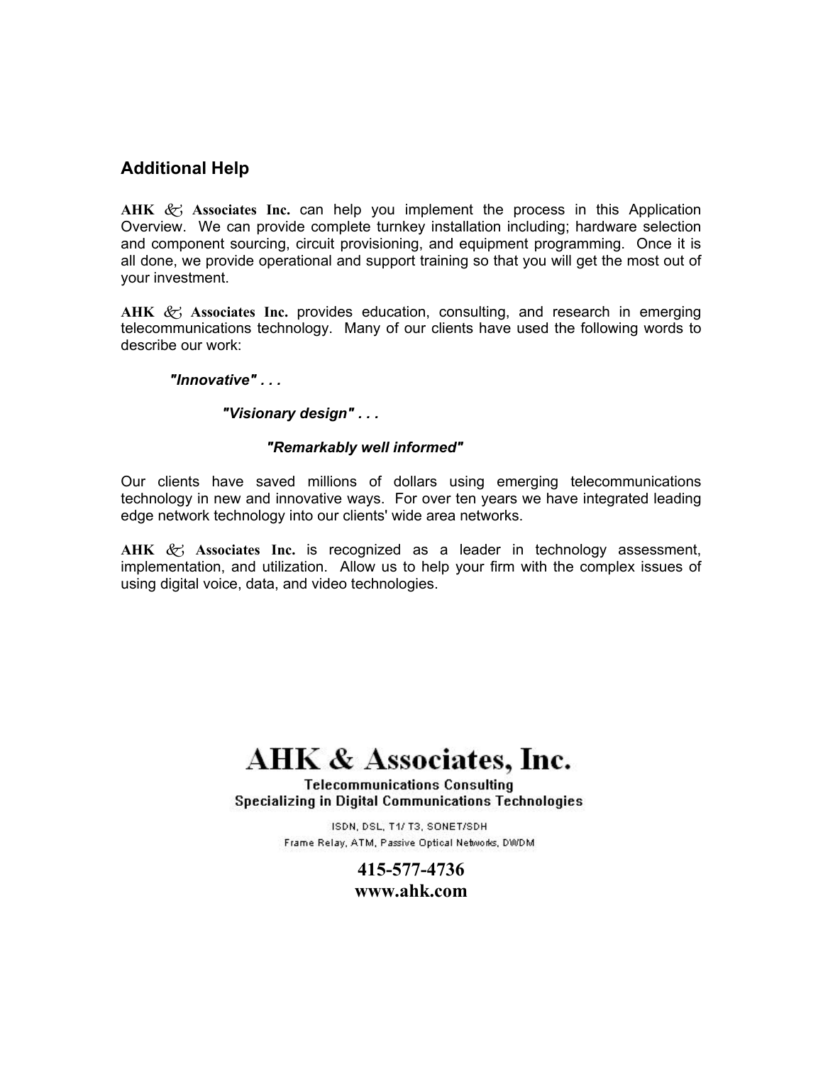## Additional Help

**AHK & Associates Inc.** can help you implement the process in this Application Overview. We can provide complete turnkey installation including; hardware selection and component sourcing, circuit provisioning, and equipment programming. Once it is all done, we provide operational and support training so that you will get the most out of your investment.

**AHK & Associates Inc.** provides education, consulting, and research in emerging telecommunications technology. Many of our clients have used the following words to describe our work:

***"Innovative" . . .***

***"Visionary design" . . .***

***"Remarkably well informed"***

Our clients have saved millions of dollars using emerging telecommunications technology in new and innovative ways. For over ten years we have integrated leading edge network technology into our clients' wide area networks.

**AHK & Associates Inc.** is recognized as a leader in technology assessment, implementation, and utilization. Allow us to help your firm with the complex issues of using digital voice, data, and video technologies.

**AHK & Associates, Inc.**

**Telecommunications Consulting**
**Specializing in Digital Communications Technologies**

ISDN, DSL, T1/ T3, SONET/SDH
Frame Relay, ATM, Passive Optical Networks, DWDM

**415-577-4736**
**www.ahk.com**